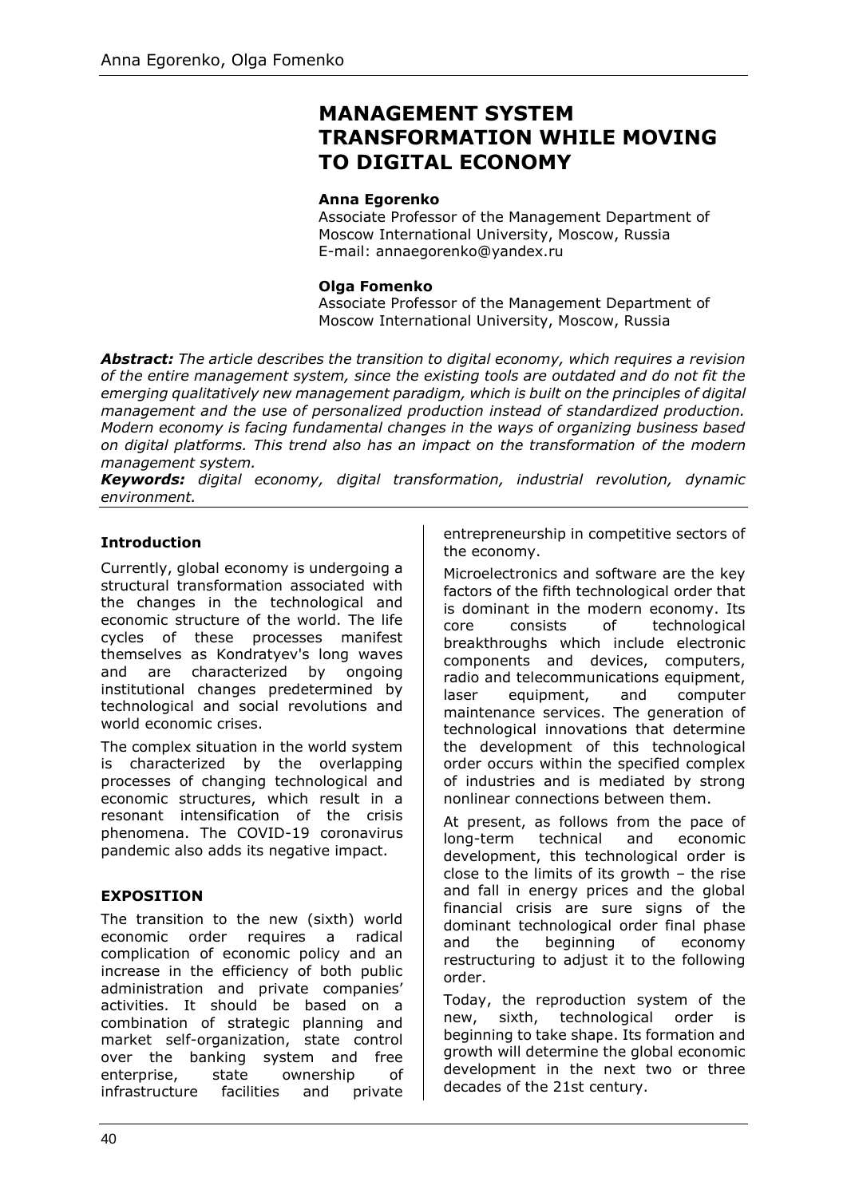# MANAGEMENT SYSTEM TRANSFORMATION WHILE MOVING TO DIGITAL ECONOMY

**Anna Egorenko**
Associate Professor of the Management Department of Moscow International University, Moscow, Russia
E-mail: annaegorenko@yandex.ru

**Olga Fomenko**
Associate Professor of the Management Department of Moscow International University, Moscow, Russia

***Abstract:*** *The article describes the transition to digital economy, which requires a revision of the entire management system, since the existing tools are outdated and do not fit the emerging qualitatively new management paradigm, which is built on the principles of digital management and the use of personalized production instead of standardized production. Modern economy is facing fundamental changes in the ways of organizing business based on digital platforms. This trend also has an impact on the transformation of the modern management system.*

***Keywords:*** *digital economy, digital transformation, industrial revolution, dynamic environment.*

## Introduction

Currently, global economy is undergoing a structural transformation associated with the changes in the technological and economic structure of the world. The life cycles of these processes manifest themselves as Kondratyev's long waves and are characterized by ongoing institutional changes predetermined by technological and social revolutions and world economic crises.

The complex situation in the world system is characterized by the overlapping processes of changing technological and economic structures, which result in a resonant intensification of the crisis phenomena. The COVID-19 coronavirus pandemic also adds its negative impact.

## EXPOSITION

The transition to the new (sixth) world economic order requires a radical complication of economic policy and an increase in the efficiency of both public administration and private companies' activities. It should be based on a combination of strategic planning and market self-organization, state control over the banking system and free enterprise, state ownership of infrastructure facilities and private entrepreneurship in competitive sectors of the economy.

Microelectronics and software are the key factors of the fifth technological order that is dominant in the modern economy. Its core consists of technological breakthroughs which include electronic components and devices, computers, radio and telecommunications equipment, laser equipment, and computer maintenance services. The generation of technological innovations that determine the development of this technological order occurs within the specified complex of industries and is mediated by strong nonlinear connections between them.

At present, as follows from the pace of long-term technical and economic development, this technological order is close to the limits of its growth – the rise and fall in energy prices and the global financial crisis are sure signs of the dominant technological order final phase and the beginning of economy restructuring to adjust it to the following order.

Today, the reproduction system of the new, sixth, technological order is beginning to take shape. Its formation and growth will determine the global economic development in the next two or three decades of the 21st century.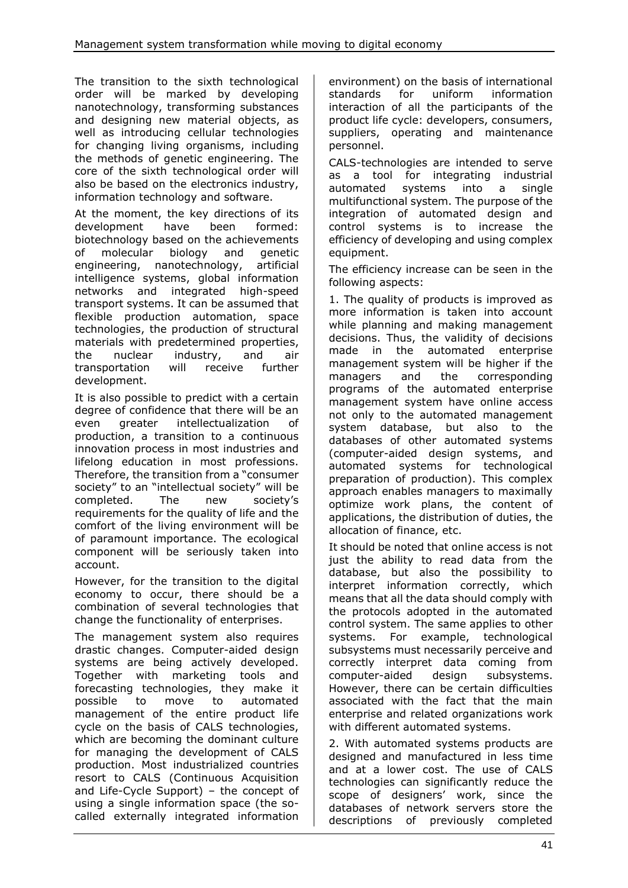The transition to the sixth technological order will be marked by developing nanotechnology, transforming substances and designing new material objects, as well as introducing cellular technologies for changing living organisms, including the methods of genetic engineering. The core of the sixth technological order will also be based on the electronics industry, information technology and software.

At the moment, the key directions of its development have been formed: biotechnology based on the achievements of molecular biology and genetic engineering, nanotechnology, artificial intelligence systems, global information networks and integrated high-speed transport systems. It can be assumed that flexible production automation, space technologies, the production of structural materials with predetermined properties, the nuclear industry, and air transportation will receive further development.

It is also possible to predict with a certain degree of confidence that there will be an even greater intellectualization of production, a transition to a continuous innovation process in most industries and lifelong education in most professions. Therefore, the transition from a "consumer society" to an "intellectual society" will be completed. The new society's requirements for the quality of life and the comfort of the living environment will be of paramount importance. The ecological component will be seriously taken into account.

However, for the transition to the digital economy to occur, there should be a combination of several technologies that change the functionality of enterprises.

The management system also requires drastic changes. Computer-aided design systems are being actively developed. Together with marketing tools and forecasting technologies, they make it possible to move to automated management of the entire product life cycle on the basis of CALS technologies, which are becoming the dominant culture for managing the development of CALS production. Most industrialized countries resort to CALS (Continuous Acquisition and Life-Cycle Support) – the concept of using a single information space (the so-called externally integrated information environment) on the basis of international standards for uniform information interaction of all the participants of the product life cycle: developers, consumers, suppliers, operating and maintenance personnel.

CALS-technologies are intended to serve as a tool for integrating industrial automated systems into a single multifunctional system. The purpose of the integration of automated design and control systems is to increase the efficiency of developing and using complex equipment.

The efficiency increase can be seen in the following aspects:

1. The quality of products is improved as more information is taken into account while planning and making management decisions. Thus, the validity of decisions made in the automated enterprise management system will be higher if the managers and the corresponding programs of the automated enterprise management system have online access not only to the automated management system database, but also to the databases of other automated systems (computer-aided design systems, and automated systems for technological preparation of production). This complex approach enables managers to maximally optimize work plans, the content of applications, the distribution of duties, the allocation of finance, etc.

It should be noted that online access is not just the ability to read data from the database, but also the possibility to interpret information correctly, which means that all the data should comply with the protocols adopted in the automated control system. The same applies to other systems. For example, technological subsystems must necessarily perceive and correctly interpret data coming from computer-aided design subsystems. However, there can be certain difficulties associated with the fact that the main enterprise and related organizations work with different automated systems.

2. With automated systems products are designed and manufactured in less time and at a lower cost. The use of CALS technologies can significantly reduce the scope of designers' work, since the databases of network servers store the descriptions of previously completed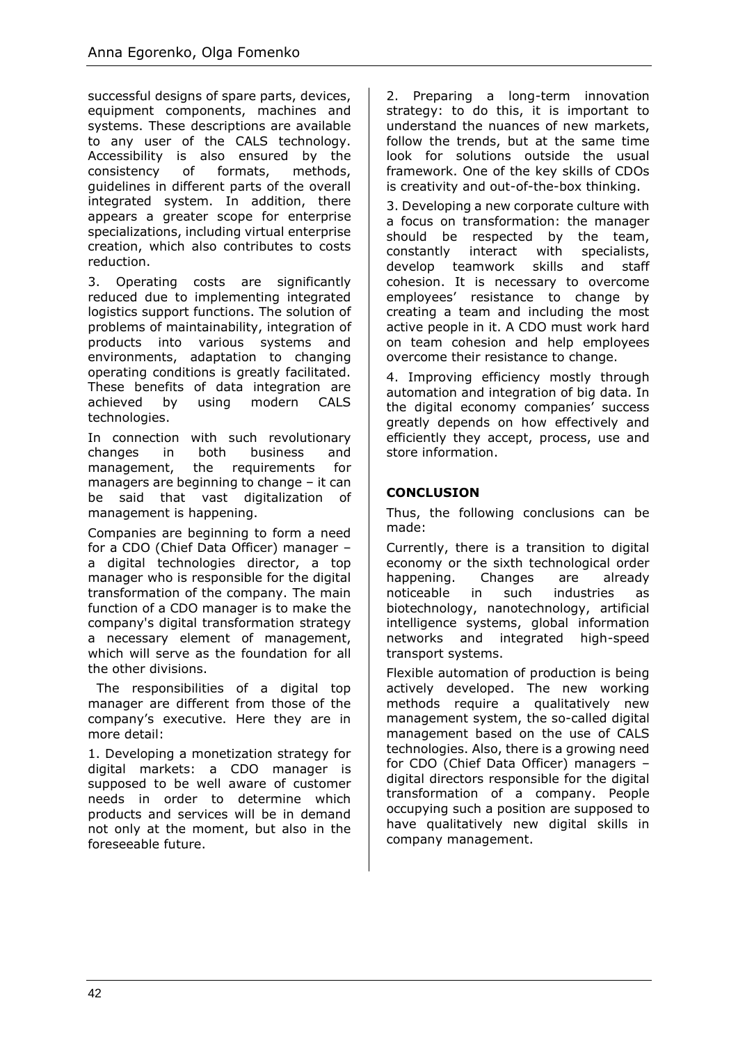successful designs of spare parts, devices, equipment components, machines and systems. These descriptions are available to any user of the CALS technology. Accessibility is also ensured by the consistency of formats, methods, guidelines in different parts of the overall integrated system. In addition, there appears a greater scope for enterprise specializations, including virtual enterprise creation, which also contributes to costs reduction.

3. Operating costs are significantly reduced due to implementing integrated logistics support functions. The solution of problems of maintainability, integration of products into various systems and environments, adaptation to changing operating conditions is greatly facilitated. These benefits of data integration are achieved by using modern CALS technologies.

In connection with such revolutionary changes in both business and management, the requirements for managers are beginning to change – it can be said that vast digitalization of management is happening.

Companies are beginning to form a need for a CDO (Chief Data Officer) manager – a digital technologies director, a top manager who is responsible for the digital transformation of the company. The main function of a CDO manager is to make the company's digital transformation strategy a necessary element of management, which will serve as the foundation for all the other divisions.

The responsibilities of a digital top manager are different from those of the company's executive. Here they are in more detail:

1. Developing a monetization strategy for digital markets: a CDO manager is supposed to be well aware of customer needs in order to determine which products and services will be in demand not only at the moment, but also in the foreseeable future.

2. Preparing a long-term innovation strategy: to do this, it is important to understand the nuances of new markets, follow the trends, but at the same time look for solutions outside the usual framework. One of the key skills of CDOs is creativity and out-of-the-box thinking.

3. Developing a new corporate culture with a focus on transformation: the manager should be respected by the team, constantly interact with specialists, develop teamwork skills and staff cohesion. It is necessary to overcome employees' resistance to change by creating a team and including the most active people in it. A CDO must work hard on team cohesion and help employees overcome their resistance to change.

4. Improving efficiency mostly through automation and integration of big data. In the digital economy companies' success greatly depends on how effectively and efficiently they accept, process, use and store information.

## CONCLUSION

Thus, the following conclusions can be made:

Currently, there is a transition to digital economy or the sixth technological order happening. Changes are already noticeable in such industries as biotechnology, nanotechnology, artificial intelligence systems, global information networks and integrated high-speed transport systems.

Flexible automation of production is being actively developed. The new working methods require a qualitatively new management system, the so-called digital management based on the use of CALS technologies. Also, there is a growing need for CDO (Chief Data Officer) managers – digital directors responsible for the digital transformation of a company. People occupying such a position are supposed to have qualitatively new digital skills in company management.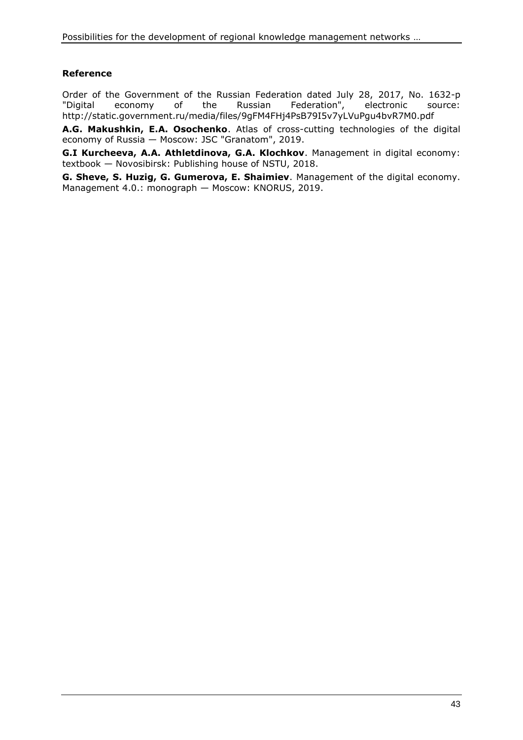## Reference

Order of the Government of the Russian Federation dated July 28, 2017, No. 1632-p "Digital economy of the Russian Federation", electronic source: http://static.government.ru/media/files/9gFM4FHj4PsB79I5v7yLVuPgu4bvR7M0.pdf

**A.G. Makushkin, E.A. Osochenko**. Atlas of cross-cutting technologies of the digital economy of Russia — Moscow: JSC "Granatom", 2019.

**G.I Kurcheeva, A.A. Athletdinova, G.A. Klochkov**. Management in digital economy: textbook — Novosibirsk: Publishing house of NSTU, 2018.

**G. Sheve, S. Huzig, G. Gumerova, E. Shaimiev**. Management of the digital economy. Management 4.0.: monograph — Moscow: KNORUS, 2019.